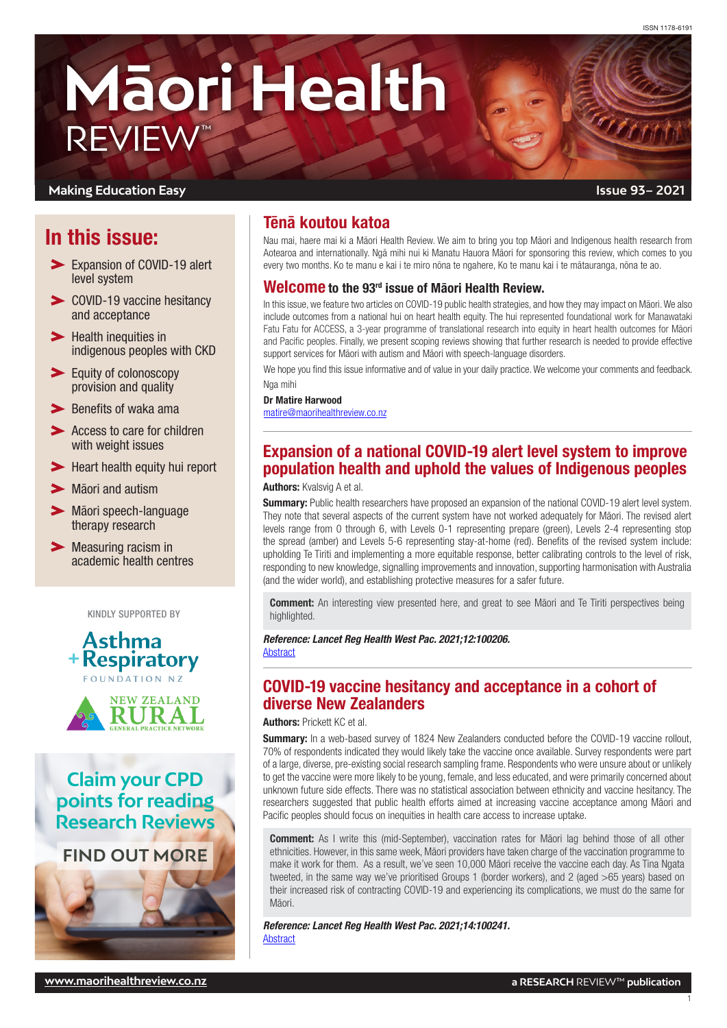ISSN 1178-6191

# Māori Health REVIEW™

Making Education Easy

Issue 93– 2021

## In this issue:

- Expansion of COVID-19 alert level system
- COVID-19 vaccine hesitancy and acceptance
- Health inequities in indigenous peoples with CKD
- Equity of colonoscopy provision and quality
- Benefits of waka ama
- Access to care for children with weight issues
- Heart health equity hui report
- Māori and autism
- Māori speech-language therapy research
- Measuring racism in academic health centres

KINDLY SUPPORTED BY

Asthma + Respiratory Foundation NZ

New Zealand Rural General Practice Network

**Claim your CPD points for reading Research Reviews**

**FIND OUT MORE**

## Tēnā koutou katoa

Nau mai, haere mai ki a Māori Health Review. We aim to bring you top Māori and Indigenous health research from Aotearoa and internationally. Ngā mihi nui ki Manatu Hauora Māori for sponsoring this review, which comes to you every two months. Ko te manu e kai i te miro nōna te ngahere, Ko te manu kai i te mātauranga, nōna te ao.

## Welcome to the 93rd issue of Māori Health Review.

In this issue, we feature two articles on COVID-19 public health strategies, and how they may impact on Māori. We also include outcomes from a national hui on heart health equity. The hui represented foundational work for Manawataki Fatu Fatu for ACCESS, a 3-year programme of translational research into equity in heart health outcomes for Māori and Pacific peoples. Finally, we present scoping reviews showing that further research is needed to provide effective support services for Māori with autism and Māori with speech-language disorders.

We hope you find this issue informative and of value in your daily practice. We welcome your comments and feedback.

Nga mihi

**Dr Matire Harwood**
matire@maorihealthreview.co.nz

## Expansion of a national COVID-19 alert level system to improve population health and uphold the values of Indigenous peoples

**Authors:** Kvalsvig A et al.

**Summary:** Public health researchers have proposed an expansion of the national COVID-19 alert level system. They note that several aspects of the current system have not worked adequately for Māori. The revised alert levels range from 0 through 6, with Levels 0-1 representing prepare (green), Levels 2-4 representing stop the spread (amber) and Levels 5-6 representing stay-at-home (red). Benefits of the revised system include: upholding Te Tiriti and implementing a more equitable response, better calibrating controls to the level of risk, responding to new knowledge, signalling improvements and innovation, supporting harmonisation with Australia (and the wider world), and establishing protective measures for a safer future.

**Comment:** An interesting view presented here, and great to see Māori and Te Tiriti perspectives being highlighted.

***Reference: Lancet Reg Health West Pac. 2021;12:100206.***
Abstract

## COVID-19 vaccine hesitancy and acceptance in a cohort of diverse New Zealanders

**Authors:** Prickett KC et al.

**Summary:** In a web-based survey of 1824 New Zealanders conducted before the COVID-19 vaccine rollout, 70% of respondents indicated they would likely take the vaccine once available. Survey respondents were part of a large, diverse, pre-existing social research sampling frame. Respondents who were unsure about or unlikely to get the vaccine were more likely to be young, female, and less educated, and were primarily concerned about unknown future side effects. There was no statistical association between ethnicity and vaccine hesitancy. The researchers suggested that public health efforts aimed at increasing vaccine acceptance among Māori and Pacific peoples should focus on inequities in health care access to increase uptake.

**Comment:** As I write this (mid-September), vaccination rates for Māori lag behind those of all other ethnicities. However, in this same week, Māori providers have taken charge of the vaccination programme to make it work for them. As a result, we've seen 10,000 Māori receive the vaccine each day. As Tina Ngata tweeted, in the same way we've prioritised Groups 1 (border workers), and 2 (aged >65 years) based on their increased risk of contracting COVID-19 and experiencing its complications, we must do the same for Māori.

***Reference: Lancet Reg Health West Pac. 2021;14:100241.***
Abstract

www.maorihealthreview.co.nz

a RESEARCH REVIEW™ publication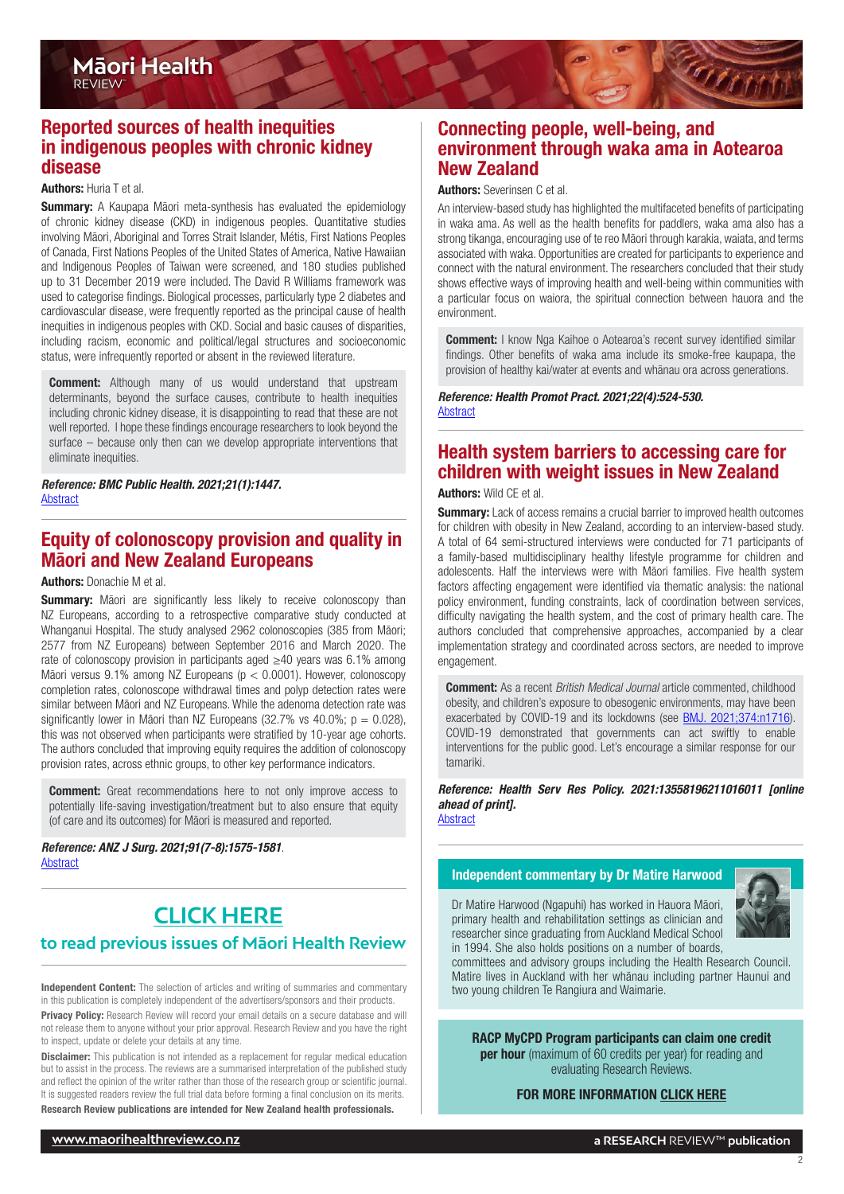## Reported sources of health inequities in indigenous peoples with chronic kidney disease

**Authors:** Huria T et al.

**Summary:** A Kaupapa Māori meta-synthesis has evaluated the epidemiology of chronic kidney disease (CKD) in indigenous peoples. Quantitative studies involving Māori, Aboriginal and Torres Strait Islander, Métis, First Nations Peoples of Canada, First Nations Peoples of the United States of America, Native Hawaiian and Indigenous Peoples of Taiwan were screened, and 180 studies published up to 31 December 2019 were included. The David R Williams framework was used to categorise findings. Biological processes, particularly type 2 diabetes and cardiovascular disease, were frequently reported as the principal cause of health inequities in indigenous peoples with CKD. Social and basic causes of disparities, including racism, economic and political/legal structures and socioeconomic status, were infrequently reported or absent in the reviewed literature.

**Comment:** Although many of us would understand that upstream determinants, beyond the surface causes, contribute to health inequities including chronic kidney disease, it is disappointing to read that these are not well reported. I hope these findings encourage researchers to look beyond the surface – because only then can we develop appropriate interventions that eliminate inequities.

***Reference: BMC Public Health. 2021;21(1):1447.***
Abstract

## Equity of colonoscopy provision and quality in Māori and New Zealand Europeans

**Authors:** Donachie M et al.

**Summary:** Māori are significantly less likely to receive colonoscopy than NZ Europeans, according to a retrospective comparative study conducted at Whanganui Hospital. The study analysed 2962 colonoscopies (385 from Māori; 2577 from NZ Europeans) between September 2016 and March 2020. The rate of colonoscopy provision in participants aged ≥40 years was 6.1% among Māori versus 9.1% among NZ Europeans ($p < 0.0001$). However, colonoscopy completion rates, colonoscope withdrawal times and polyp detection rates were similar between Māori and NZ Europeans. While the adenoma detection rate was significantly lower in Māori than NZ Europeans (32.7% vs 40.0%; $p = 0.028$), this was not observed when participants were stratified by 10-year age cohorts. The authors concluded that improving equity requires the addition of colonoscopy provision rates, across ethnic groups, to other key performance indicators.

**Comment:** Great recommendations here to not only improve access to potentially life-saving investigation/treatment but to also ensure that equity (of care and its outcomes) for Māori is measured and reported.

***Reference: ANZ J Surg. 2021;91(7-8):1575-1581.***
Abstract

**CLICK HERE**
to read previous issues of Māori Health Review

**Independent Content:** The selection of articles and writing of summaries and commentary in this publication is completely independent of the advertisers/sponsors and their products.

**Privacy Policy:** Research Review will record your email details on a secure database and will not release them to anyone without your prior approval. Research Review and you have the right to inspect, update or delete your details at any time.

**Disclaimer:** This publication is not intended as a replacement for regular medical education but to assist in the process. The reviews are a summarised interpretation of the published study and reflect the opinion of the writer rather than those of the research group or scientific journal. It is suggested readers review the full trial data before forming a final conclusion on its merits.

**Research Review publications are intended for New Zealand health professionals.**

## Connecting people, well-being, and environment through waka ama in Aotearoa New Zealand

**Authors:** Severinsen C et al.

An interview-based study has highlighted the multifaceted benefits of participating in waka ama. As well as the health benefits for paddlers, waka ama also has a strong tikanga, encouraging use of te reo Māori through karakia, waiata, and terms associated with waka. Opportunities are created for participants to experience and connect with the natural environment. The researchers concluded that their study shows effective ways of improving health and well-being within communities with a particular focus on waiora, the spiritual connection between hauora and the environment.

**Comment:** I know Nga Kaihoe o Aotearoa's recent survey identified similar findings. Other benefits of waka ama include its smoke-free kaupapa, the provision of healthy kai/water at events and whānau ora across generations.

***Reference: Health Promot Pract. 2021;22(4):524-530.***
Abstract

## Health system barriers to accessing care for children with weight issues in New Zealand

**Authors:** Wild CE et al.

**Summary:** Lack of access remains a crucial barrier to improved health outcomes for children with obesity in New Zealand, according to an interview-based study. A total of 64 semi-structured interviews were conducted for 71 participants of a family-based multidisciplinary healthy lifestyle programme for children and adolescents. Half the interviews were with Māori families. Five health system factors affecting engagement were identified via thematic analysis: the national policy environment, funding constraints, lack of coordination between services, difficulty navigating the health system, and the cost of primary health care. The authors concluded that comprehensive approaches, accompanied by a clear implementation strategy and coordinated across sectors, are needed to improve engagement.

**Comment:** As a recent *British Medical Journal* article commented, childhood obesity, and children's exposure to obesogenic environments, may have been exacerbated by COVID-19 and its lockdowns (see BMJ. 2021;374:n1716). COVID-19 demonstrated that governments can act swiftly to enable interventions for the public good. Let's encourage a similar response for our tamariki.

***Reference: Health Serv Res Policy. 2021:13558196211016011 [online ahead of print].***
Abstract

### Independent commentary by Dr Matire Harwood

Dr Matire Harwood (Ngapuhi) has worked in Hauora Māori, primary health and rehabilitation settings as clinician and researcher since graduating from Auckland Medical School in 1994. She also holds positions on a number of boards, committees and advisory groups including the Health Research Council. Matire lives in Auckland with her whānau including partner Haunui and two young children Te Rangiura and Waimarie.

**RACP MyCPD Program participants can claim one credit per hour** (maximum of 60 credits per year) for reading and evaluating Research Reviews.

**FOR MORE INFORMATION CLICK HERE**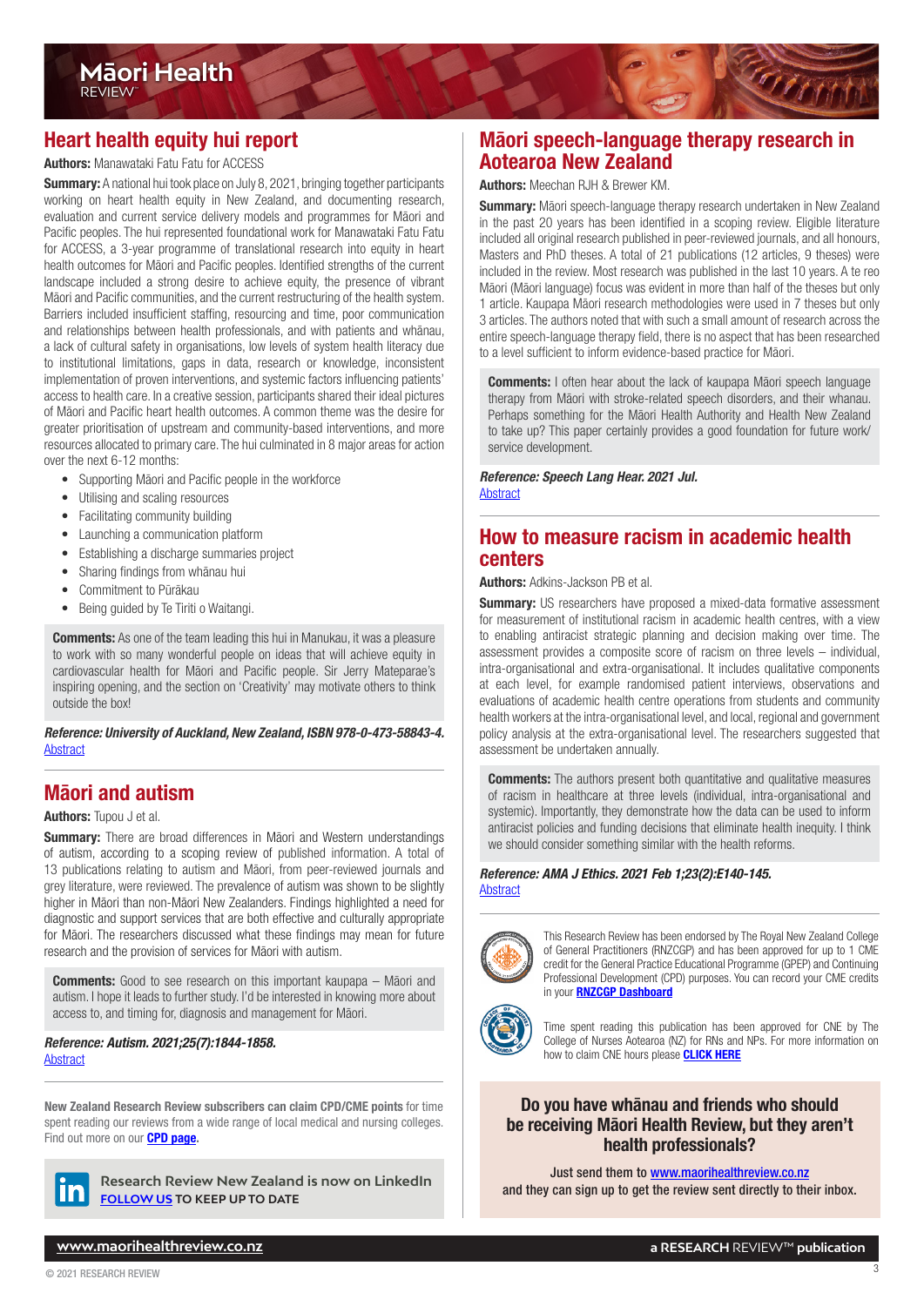## Heart health equity hui report

**Authors:** Manawataki Fatu Fatu for ACCESS

**Summary:** A national hui took place on July 8, 2021, bringing together participants working on heart health equity in New Zealand, and documenting research, evaluation and current service delivery models and programmes for Māori and Pacific peoples. The hui represented foundational work for Manawataki Fatu Fatu for ACCESS, a 3-year programme of translational research into equity in heart health outcomes for Māori and Pacific peoples. Identified strengths of the current landscape included a strong desire to achieve equity, the presence of vibrant Māori and Pacific communities, and the current restructuring of the health system. Barriers included insufficient staffing, resourcing and time, poor communication and relationships between health professionals, and with patients and whānau, a lack of cultural safety in organisations, low levels of system health literacy due to institutional limitations, gaps in data, research or knowledge, inconsistent implementation of proven interventions, and systemic factors influencing patients' access to health care. In a creative session, participants shared their ideal pictures of Māori and Pacific heart health outcomes. A common theme was the desire for greater prioritisation of upstream and community-based interventions, and more resources allocated to primary care. The hui culminated in 8 major areas for action over the next 6-12 months:

- Supporting Māori and Pacific people in the workforce
- Utilising and scaling resources
- Facilitating community building
- Launching a communication platform
- Establishing a discharge summaries project
- Sharing findings from whānau hui
- Commitment to Pūrākau
- Being guided by Te Tiriti o Waitangi.

**Comments:** As one of the team leading this hui in Manukau, it was a pleasure to work with so many wonderful people on ideas that will achieve equity in cardiovascular health for Māori and Pacific people. Sir Jerry Mateparae's inspiring opening, and the section on 'Creativity' may motivate others to think outside the box!

***Reference: University of Auckland, New Zealand, ISBN 978-0-473-58843-4.***
Abstract

## Māori and autism

**Authors:** Tupou J et al.

**Summary:** There are broad differences in Māori and Western understandings of autism, according to a scoping review of published information. A total of 13 publications relating to autism and Māori, from peer-reviewed journals and grey literature, were reviewed. The prevalence of autism was shown to be slightly higher in Māori than non-Māori New Zealanders. Findings highlighted a need for diagnostic and support services that are both effective and culturally appropriate for Māori. The researchers discussed what these findings may mean for future research and the provision of services for Māori with autism.

**Comments:** Good to see research on this important kaupapa – Māori and autism. I hope it leads to further study. I'd be interested in knowing more about access to, and timing for, diagnosis and management for Māori.

***Reference: Autism. 2021;25(7):1844-1858.***
Abstract

**New Zealand Research Review subscribers can claim CPD/CME points** for time spent reading our reviews from a wide range of local medical and nursing colleges. Find out more on our **CPD page**.

**Research Review New Zealand is now on LinkedIn**
**FOLLOW US** TO KEEP UP TO DATE

## Māori speech-language therapy research in Aotearoa New Zealand

**Authors:** Meechan RJH & Brewer KM.

**Summary:** Māori speech-language therapy research undertaken in New Zealand in the past 20 years has been identified in a scoping review. Eligible literature included all original research published in peer-reviewed journals, and all honours, Masters and PhD theses. A total of 21 publications (12 articles, 9 theses) were included in the review. Most research was published in the last 10 years. A te reo Māori (Māori language) focus was evident in more than half of the theses but only 1 article. Kaupapa Māori research methodologies were used in 7 theses but only 3 articles. The authors noted that with such a small amount of research across the entire speech-language therapy field, there is no aspect that has been researched to a level sufficient to inform evidence-based practice for Māori.

**Comments:** I often hear about the lack of kaupapa Māori speech language therapy from Māori with stroke-related speech disorders, and their whanau. Perhaps something for the Māori Health Authority and Health New Zealand to take up? This paper certainly provides a good foundation for future work/ service development.

***Reference: Speech Lang Hear. 2021 Jul.***
Abstract

## How to measure racism in academic health centers

**Authors:** Adkins-Jackson PB et al.

**Summary:** US researchers have proposed a mixed-data formative assessment for measurement of institutional racism in academic health centres, with a view to enabling antiracist strategic planning and decision making over time. The assessment provides a composite score of racism on three levels – individual, intra-organisational and extra-organisational. It includes qualitative components at each level, for example randomised patient interviews, observations and evaluations of academic health centre operations from students and community health workers at the intra-organisational level, and local, regional and government policy analysis at the extra-organisational level. The researchers suggested that assessment be undertaken annually.

**Comments:** The authors present both quantitative and qualitative measures of racism in healthcare at three levels (individual, intra-organisational and systemic). Importantly, they demonstrate how the data can be used to inform antiracist policies and funding decisions that eliminate health inequity. I think we should consider something similar with the health reforms.

***Reference: AMA J Ethics. 2021 Feb 1;23(2):E140-145.***
Abstract

This Research Review has been endorsed by The Royal New Zealand College of General Practitioners (RNZCGP) and has been approved for up to 1 CME credit for the General Practice Educational Programme (GPEP) and Continuing Professional Development (CPD) purposes. You can record your CME credits in your **RNZCGP Dashboard**

Time spent reading this publication has been approved for CNE by The College of Nurses Aotearoa (NZ) for RNs and NPs. For more information on how to claim CNE hours please **CLICK HERE**

**Do you have whānau and friends who should be receiving Māori Health Review, but they aren't health professionals?**

Just send them to www.maorihealthreview.co.nz and they can sign up to get the review sent directly to their inbox.

www.maorihealthreview.co.nz

a RESEARCH REVIEW™ publication

© 2021 RESEARCH REVIEW